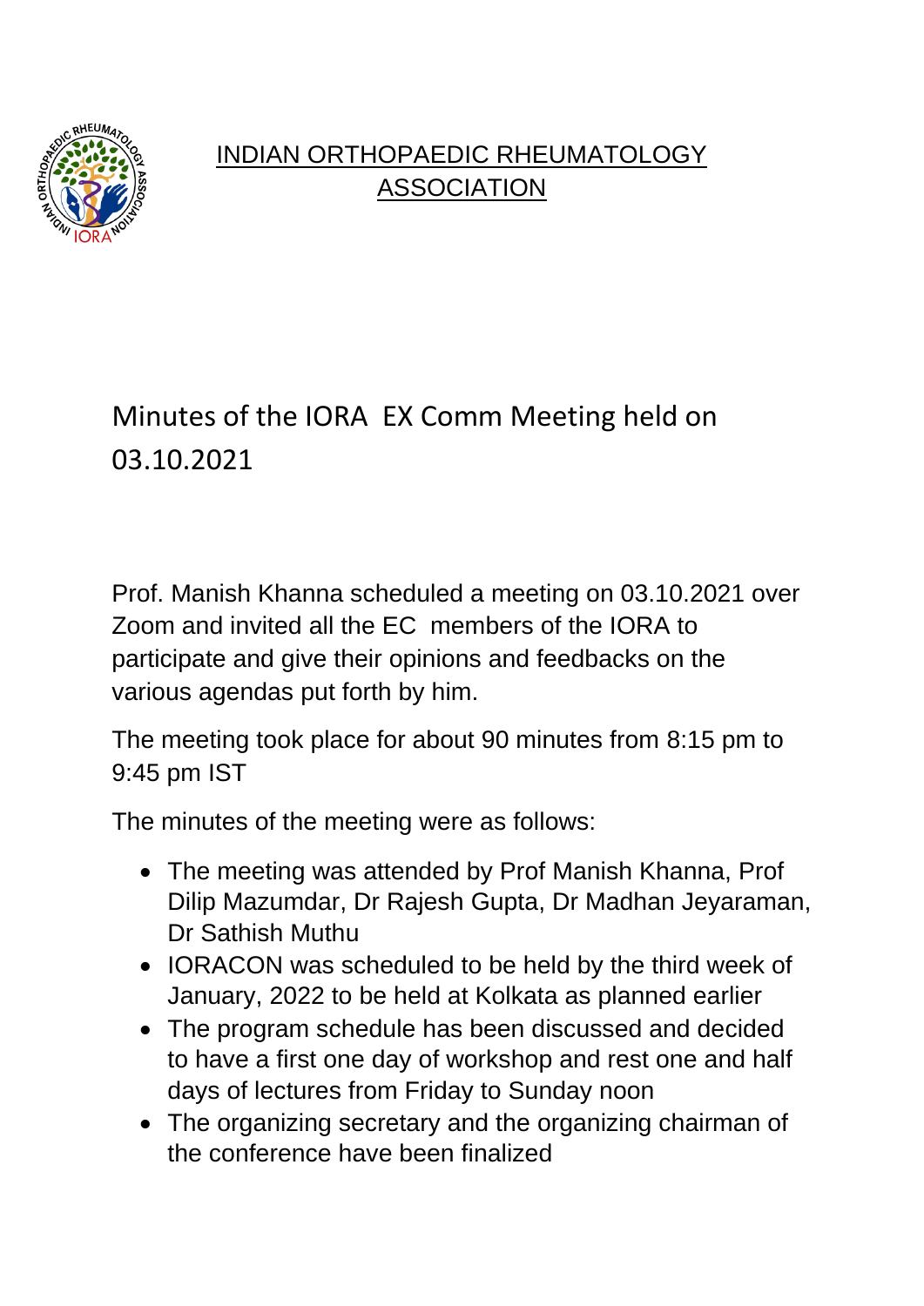# INDIAN ORTHOPAEDIC RHEUMATOLOGY ASSOCIATION

## Minutes of the IORA EX Comm Meeting held on 03.10.2021

Prof. Manish Khanna scheduled a meeting on 03.10.2021 over Zoom and invited all the EC members of the IORA to participate and give their opinions and feedbacks on the various agendas put forth by him.

The meeting took place for about 90 minutes from 8:15 pm to 9:45 pm IST

The minutes of the meeting were as follows:

- The meeting was attended by Prof Manish Khanna, Prof Dilip Mazumdar, Dr Rajesh Gupta, Dr Madhan Jeyaraman, Dr Sathish Muthu
- IORACON was scheduled to be held by the third week of January, 2022 to be held at Kolkata as planned earlier
- The program schedule has been discussed and decided to have a first one day of workshop and rest one and half days of lectures from Friday to Sunday noon
- The organizing secretary and the organizing chairman of the conference have been finalized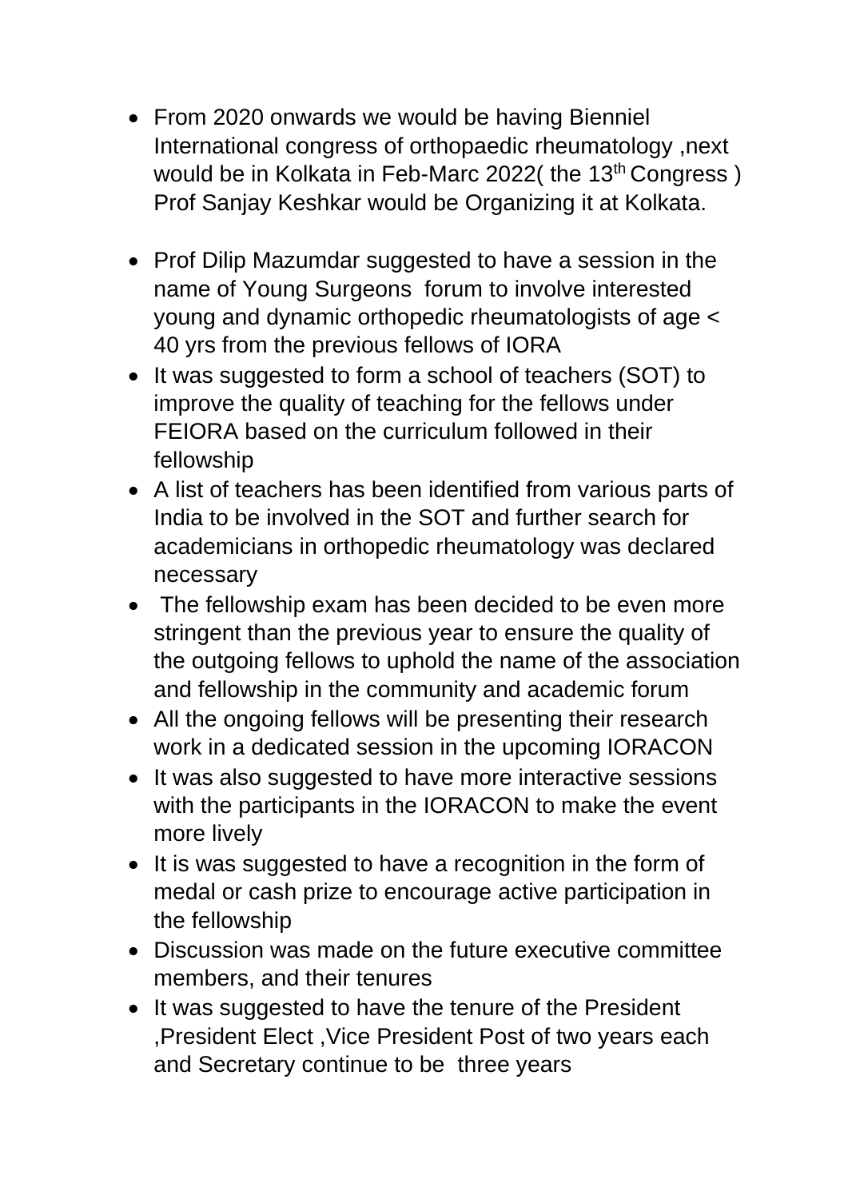- From 2020 onwards we would be having Bienniel International congress of orthopaedic rheumatology ,next would be in Kolkata in Feb-Marc 2022( the 13th Congress ) Prof Sanjay Keshkar would be Organizing it at Kolkata.

- Prof Dilip Mazumdar suggested to have a session in the name of Young Surgeons forum to involve interested young and dynamic orthopedic rheumatologists of age < 40 yrs from the previous fellows of IORA
- It was suggested to form a school of teachers (SOT) to improve the quality of teaching for the fellows under FEIORA based on the curriculum followed in their fellowship
- A list of teachers has been identified from various parts of India to be involved in the SOT and further search for academicians in orthopedic rheumatology was declared necessary
- The fellowship exam has been decided to be even more stringent than the previous year to ensure the quality of the outgoing fellows to uphold the name of the association and fellowship in the community and academic forum
- All the ongoing fellows will be presenting their research work in a dedicated session in the upcoming IORACON
- It was also suggested to have more interactive sessions with the participants in the IORACON to make the event more lively
- It is was suggested to have a recognition in the form of medal or cash prize to encourage active participation in the fellowship
- Discussion was made on the future executive committee members, and their tenures
- It was suggested to have the tenure of the President ,President Elect ,Vice President Post of two years each and Secretary continue to be three years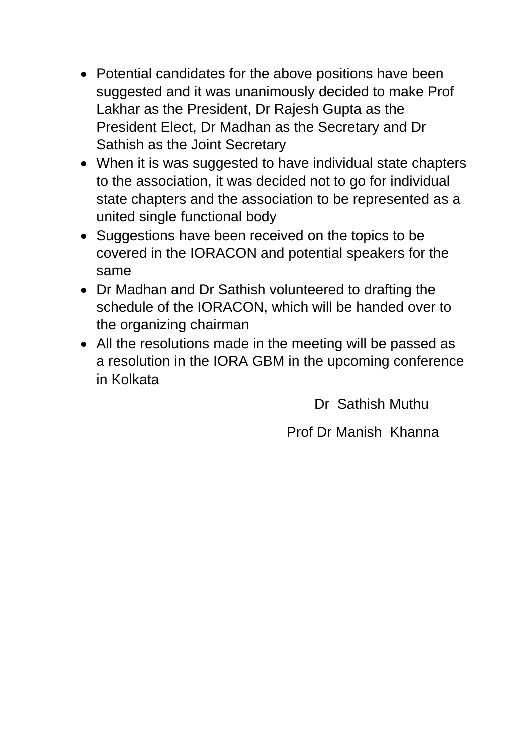- Potential candidates for the above positions have been suggested and it was unanimously decided to make Prof Lakhar as the President, Dr Rajesh Gupta as the President Elect, Dr Madhan as the Secretary and Dr Sathish as the Joint Secretary
- When it is was suggested to have individual state chapters to the association, it was decided not to go for individual state chapters and the association to be represented as a united single functional body
- Suggestions have been received on the topics to be covered in the IORACON and potential speakers for the same
- Dr Madhan and Dr Sathish volunteered to drafting the schedule of the IORACON, which will be handed over to the organizing chairman
- All the resolutions made in the meeting will be passed as a resolution in the IORA GBM in the upcoming conference in Kolkata

Dr Sathish Muthu

Prof Dr Manish Khanna